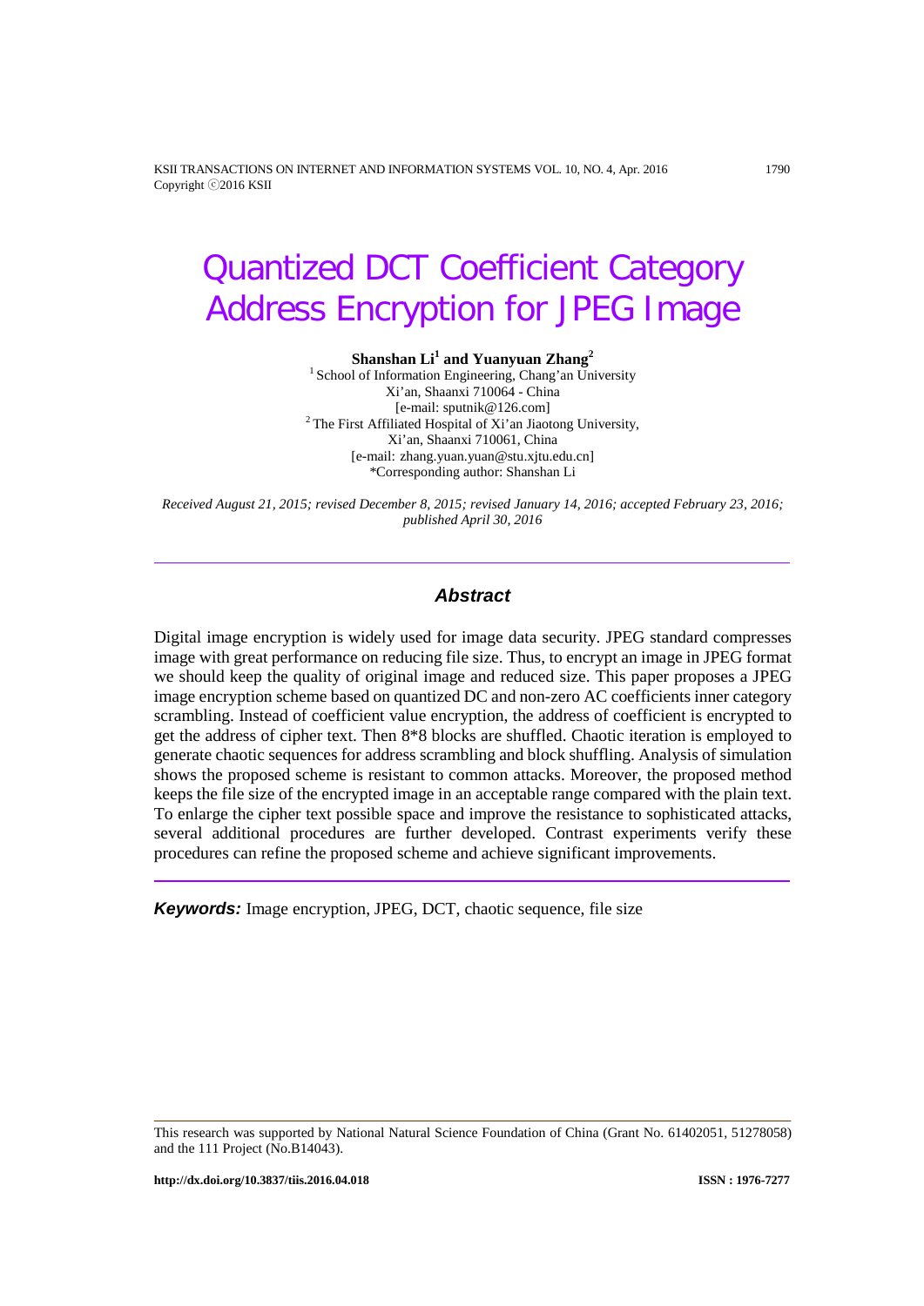# Quantized DCT Coefficient Category Address Encryption for JPEG Image

**Shanshan Li[1] and Yuanyuan Zhang[2]**

[1] School of Information Engineering, Chang'an University
Xi'an, Shaanxi 710064 - China
[e-mail: sputnik@126.com]
[2] The First Affiliated Hospital of Xi'an Jiaotong University,
Xi'an, Shaanxi 710061, China
[e-mail: zhang.yuan.yuan@stu.xjtu.edu.cn]
*Corresponding author: Shanshan Li

*Received August 21, 2015; revised December 8, 2015; revised January 14, 2016; accepted February 23, 2016; published April 30, 2016*

## Abstract

Digital image encryption is widely used for image data security. JPEG standard compresses image with great performance on reducing file size. Thus, to encrypt an image in JPEG format we should keep the quality of original image and reduced size. This paper proposes a JPEG image encryption scheme based on quantized DC and non-zero AC coefficients inner category scrambling. Instead of coefficient value encryption, the address of coefficient is encrypted to get the address of cipher text. Then 8*8 blocks are shuffled. Chaotic iteration is employed to generate chaotic sequences for address scrambling and block shuffling. Analysis of simulation shows the proposed scheme is resistant to common attacks. Moreover, the proposed method keeps the file size of the encrypted image in an acceptable range compared with the plain text. To enlarge the cipher text possible space and improve the resistance to sophisticated attacks, several additional procedures are further developed. Contrast experiments verify these procedures can refine the proposed scheme and achieve significant improvements.

***Keywords:*** Image encryption, JPEG, DCT, chaotic sequence, file size

---

This research was supported by National Natural Science Foundation of China (Grant No. 61402051, 51278058) and the 111 Project (No.B14043).

**http://dx.doi.org/10.3837/tiis.2016.04.018** **ISSN : 1976-7277**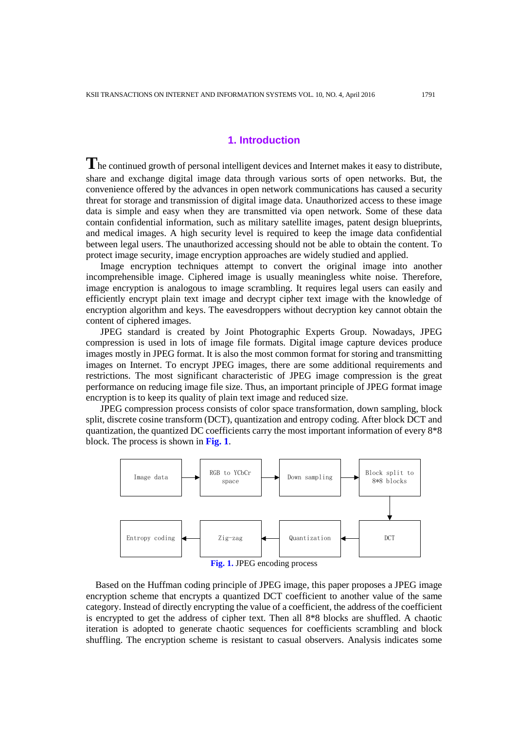## 1. Introduction

The continued growth of personal intelligent devices and Internet makes it easy to distribute, share and exchange digital image data through various sorts of open networks. But, the convenience offered by the advances in open network communications has caused a security threat for storage and transmission of digital image data. Unauthorized access to these image data is simple and easy when they are transmitted via open network. Some of these data contain confidential information, such as military satellite images, patent design blueprints, and medical images. A high security level is required to keep the image data confidential between legal users. The unauthorized accessing should not be able to obtain the content. To protect image security, image encryption approaches are widely studied and applied.

Image encryption techniques attempt to convert the original image into another incomprehensible image. Ciphered image is usually meaningless white noise. Therefore, image encryption is analogous to image scrambling. It requires legal users can easily and efficiently encrypt plain text image and decrypt cipher text image with the knowledge of encryption algorithm and keys. The eavesdroppers without decryption key cannot obtain the content of ciphered images.

JPEG standard is created by Joint Photographic Experts Group. Nowadays, JPEG compression is used in lots of image file formats. Digital image capture devices produce images mostly in JPEG format. It is also the most common format for storing and transmitting images on Internet. To encrypt JPEG images, there are some additional requirements and restrictions. The most significant characteristic of JPEG image compression is the great performance on reducing image file size. Thus, an important principle of JPEG format image encryption is to keep its quality of plain text image and reduced size.

JPEG compression process consists of color space transformation, down sampling, block split, discrete cosine transform (DCT), quantization and entropy coding. After block DCT and quantization, the quantized DC coefficients carry the most important information of every 8*8 block. The process is shown in **Fig. 1**.

Image data → RGB to YCbCr space → Down sampling → Block split to 8*8 blocks → DCT → Quantization → Zig-zag → Entropy coding

**Fig. 1.** JPEG encoding process

Based on the Huffman coding principle of JPEG image, this paper proposes a JPEG image encryption scheme that encrypts a quantized DCT coefficient to another value of the same category. Instead of directly encrypting the value of a coefficient, the address of the coefficient is encrypted to get the address of cipher text. Then all 8*8 blocks are shuffled. A chaotic iteration is adopted to generate chaotic sequences for coefficients scrambling and block shuffling. The encryption scheme is resistant to casual observers. Analysis indicates some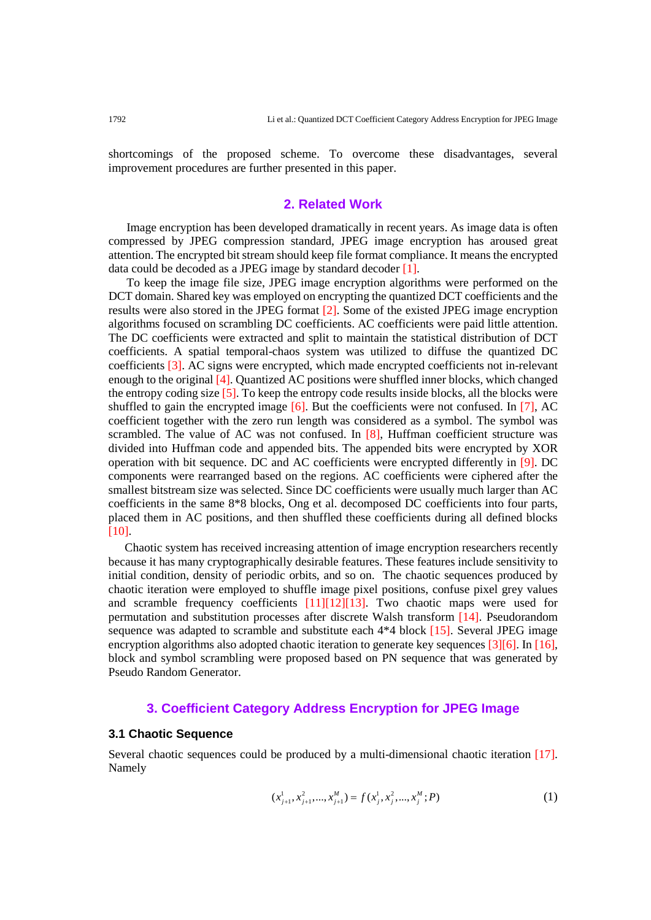shortcomings of the proposed scheme. To overcome these disadvantages, several improvement procedures are further presented in this paper.

## 2. Related Work

Image encryption has been developed dramatically in recent years. As image data is often compressed by JPEG compression standard, JPEG image encryption has aroused great attention. The encrypted bit stream should keep file format compliance. It means the encrypted data could be decoded as a JPEG image by standard decoder [1].

To keep the image file size, JPEG image encryption algorithms were performed on the DCT domain. Shared key was employed on encrypting the quantized DCT coefficients and the results were also stored in the JPEG format [2]. Some of the existed JPEG image encryption algorithms focused on scrambling DC coefficients. AC coefficients were paid little attention. The DC coefficients were extracted and split to maintain the statistical distribution of DCT coefficients. A spatial temporal-chaos system was utilized to diffuse the quantized DC coefficients [3]. AC signs were encrypted, which made encrypted coefficients not in-relevant enough to the original [4]. Quantized AC positions were shuffled inner blocks, which changed the entropy coding size [5]. To keep the entropy code results inside blocks, all the blocks were shuffled to gain the encrypted image [6]. But the coefficients were not confused. In [7], AC coefficient together with the zero run length was considered as a symbol. The symbol was scrambled. The value of AC was not confused. In [8], Huffman coefficient structure was divided into Huffman code and appended bits. The appended bits were encrypted by XOR operation with bit sequence. DC and AC coefficients were encrypted differently in [9]. DC components were rearranged based on the regions. AC coefficients were ciphered after the smallest bitstream size was selected. Since DC coefficients were usually much larger than AC coefficients in the same 8*8 blocks, Ong et al. decomposed DC coefficients into four parts, placed them in AC positions, and then shuffled these coefficients during all defined blocks [10].

Chaotic system has received increasing attention of image encryption researchers recently because it has many cryptographically desirable features. These features include sensitivity to initial condition, density of periodic orbits, and so on. The chaotic sequences produced by chaotic iteration were employed to shuffle image pixel positions, confuse pixel grey values and scramble frequency coefficients [11][12][13]. Two chaotic maps were used for permutation and substitution processes after discrete Walsh transform [14]. Pseudorandom sequence was adapted to scramble and substitute each 4*4 block [15]. Several JPEG image encryption algorithms also adopted chaotic iteration to generate key sequences [3][6]. In [16], block and symbol scrambling were proposed based on PN sequence that was generated by Pseudo Random Generator.

## 3. Coefficient Category Address Encryption for JPEG Image

### 3.1 Chaotic Sequence

Several chaotic sequences could be produced by a multi-dimensional chaotic iteration [17]. Namely

$$(x_{j+1}^1, x_{j+1}^2, ..., x_{j+1}^M) = f(x_j^1, x_j^2, ..., x_j^M; P) \tag{1}$$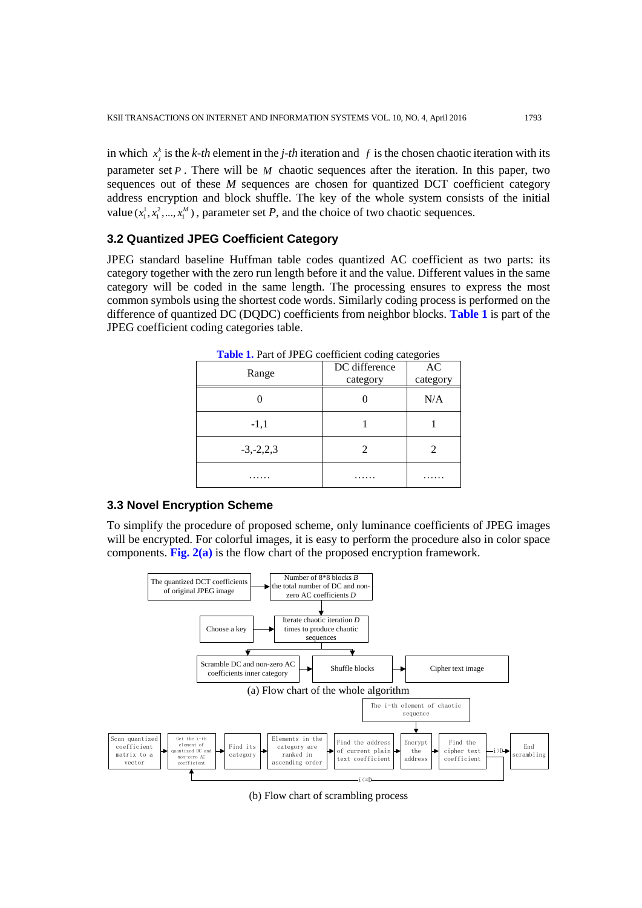in which $x_j^k$ is the *k-th* element in the *j-th* iteration and $f$ is the chosen chaotic iteration with its parameter set $P$. There will be $M$ chaotic sequences after the iteration. In this paper, two sequences out of these $M$ sequences are chosen for quantized DCT coefficient category address encryption and block shuffle. The key of the whole system consists of the initial value $(x_1^1, x_1^2, ..., x_1^M)$, parameter set *P*, and the choice of two chaotic sequences.

### 3.2 Quantized JPEG Coefficient Category

JPEG standard baseline Huffman table codes quantized AC coefficient as two parts: its category together with the zero run length before it and the value. Different values in the same category will be coded in the same length. The processing ensures to express the most common symbols using the shortest code words. Similarly coding process is performed on the difference of quantized DC (DQDC) coefficients from neighbor blocks. **Table 1** is part of the JPEG coefficient coding categories table.

**Table 1.** Part of JPEG coefficient coding categories

| Range | DC difference category | AC category |
|---|---|---|
| 0 | 0 | N/A |
| -1,1 | 1 | 1 |
| -3,-2,2,3 | 2 | 2 |
| …… | …… | …… |

### 3.3 Novel Encryption Scheme

To simplify the procedure of proposed scheme, only luminance coefficients of JPEG images will be encrypted. For colorful images, it is easy to perform the procedure also in color space components. **Fig. 2(a)** is the flow chart of the proposed encryption framework.

The quantized DCT coefficients of original JPEG image → Number of 8*8 blocks *B* the total number of DC and non-zero AC coefficients *D* → Iterate chaotic iteration *D* times to produce chaotic sequences (Choose a key →) → Scramble DC and non-zero AC coefficients inner category → Shuffle blocks → Cipher text image

(a) Flow chart of the whole algorithm

Scan quantized coefficient matrix to a vector → Get the i-th element of quantized DC and non-zero AC coefficient → Find its category → Elements in the category are ranked in ascending order → Find the address of current plain text coefficient → Encrypt the address (The i-th element of chaotic sequence) → Find the cipher text coefficient → i>D → End scrambling; i<=D → back to Get the i-th element

(b) Flow chart of scrambling process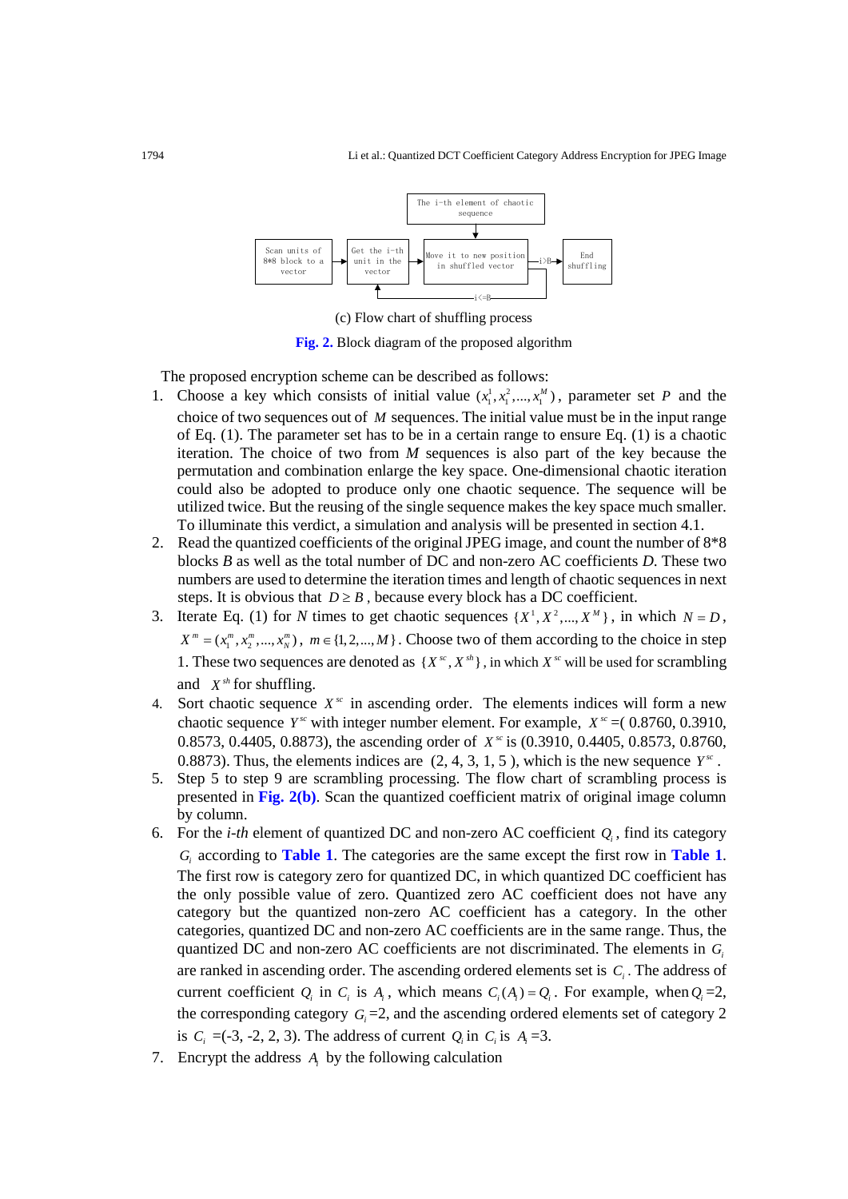The i-th element of chaotic sequence

Scan units of 8*8 block to a vector → Get the i-th unit in the vector → Move it to new position in shuffled vector → i>B → End shuffling

i<=B

(c) Flow chart of shuffling process

**Fig. 2.** Block diagram of the proposed algorithm

The proposed encryption scheme can be described as follows:

1. Choose a key which consists of initial value $(x_1^1, x_1^2, ..., x_1^M)$, parameter set $P$ and the choice of two sequences out of $M$ sequences. The initial value must be in the input range of Eq. (1). The parameter set has to be in a certain range to ensure Eq. (1) is a chaotic iteration. The choice of two from $M$ sequences is also part of the key because the permutation and combination enlarge the key space. One-dimensional chaotic iteration could also be adopted to produce only one chaotic sequence. The sequence will be utilized twice. But the reusing of the single sequence makes the key space much smaller. To illuminate this verdict, a simulation and analysis will be presented in section 4.1.
2. Read the quantized coefficients of the original JPEG image, and count the number of 8*8 blocks *B* as well as the total number of DC and non-zero AC coefficients *D*. These two numbers are used to determine the iteration times and length of chaotic sequences in next steps. It is obvious that $D \geq B$, because every block has a DC coefficient.
3. Iterate Eq. (1) for *N* times to get chaotic sequences $\{X^1, X^2, ..., X^M\}$, in which $N = D$, $X^m = (x_1^m, x_2^m, ..., x_N^m)$, $m \in \{1, 2, ..., M\}$. Choose two of them according to the choice in step 1. These two sequences are denoted as $\{X^{sc}, X^{sh}\}$, in which $X^{sc}$ will be used for scrambling and $X^{sh}$ for shuffling.
4. Sort chaotic sequence $X^{sc}$ in ascending order. The elements indices will form a new chaotic sequence $Y^{sc}$ with integer number element. For example, $X^{sc}$ =( 0.8760, 0.3910, 0.8573, 0.4405, 0.8873), the ascending order of $X^{sc}$ is (0.3910, 0.4405, 0.8573, 0.8760, 0.8873). Thus, the elements indices are (2, 4, 3, 1, 5 ), which is the new sequence $Y^{sc}$.
5. Step 5 to step 9 are scrambling processing. The flow chart of scrambling process is presented in **Fig. 2(b)**. Scan the quantized coefficient matrix of original image column by column.
6. For the *i-th* element of quantized DC and non-zero AC coefficient $Q_i$, find its category $G_i$ according to **Table 1**. The categories are the same except the first row in **Table 1**. The first row is category zero for quantized DC, in which quantized DC coefficient has the only possible value of zero. Quantized zero AC coefficient does not have any category but the quantized non-zero AC coefficient has a category. In the other categories, quantized DC and non-zero AC coefficients are in the same range. Thus, the quantized DC and non-zero AC coefficients are not discriminated. The elements in $G_i$ are ranked in ascending order. The ascending ordered elements set is $C_i$. The address of current coefficient $Q_i$ in $C_i$ is $A_i$, which means $C_i(A_i) = Q_i$. For example, when $Q_i$=2, the corresponding category $G_i$=2, and the ascending ordered elements set of category 2 is $C_i$ =(-3, -2, 2, 3). The address of current $Q_i$ in $C_i$ is $A_i$ =3.
7. Encrypt the address $A_i$ by the following calculation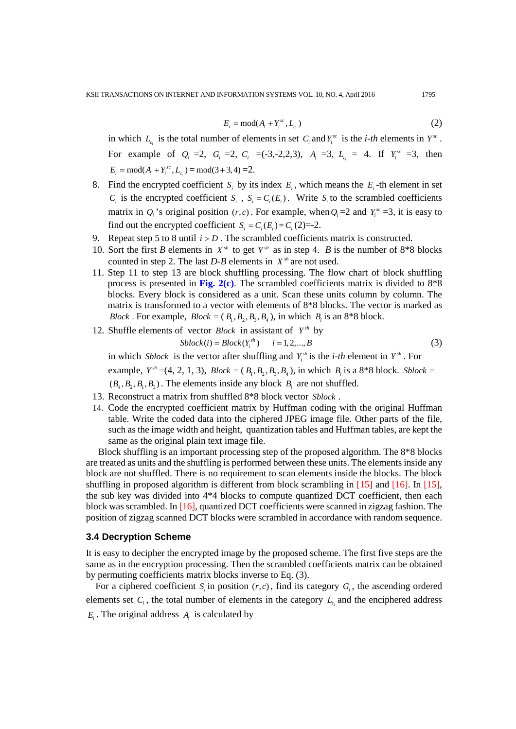$$E_i = \mathrm{mod}(A_i + Y_i^{sc}, L_{c_i}) \tag{2}$$

in which $L_{c_i}$ is the total number of elements in set $C_i$ and $Y_i^{sc}$ is the *i-th* elements in $Y^{sc}$. For example of $Q_i$ =2, $G_i$ =2, $C_i$ =(-3,-2,2,3), $A_i$ =3, $L_{c_i}$ = 4. If $Y_i^{sc}$ =3, then $E_i = \mathrm{mod}(A_i + Y_i^{sc}, L_{c_i}) = \mathrm{mod}(3+3,4)$ =2.

8. Find the encrypted coefficient $S_i$ by its index $E_i$, which means the $E_i$-th element in set $C_i$ is the encrypted coefficient $S_i$, $S_i = C_i(E_i)$. Write $S_i$ to the scrambled coefficients matrix in $Q_i$'s original position $(r,c)$. For example, when $Q_i$ =2 and $Y_i^{sc}$ =3, it is easy to find out the encrypted coefficient $S_i = C_i(E_i) = C_i(2)$=-2.
9. Repeat step 5 to 8 until $i > D$. The scrambled coefficients matrix is constructed.
10. Sort the first *B* elements in $X^{sh}$ to get $Y^{sh}$ as in step 4. *B* is the number of 8*8 blocks counted in step 2. The last *D-B* elements in $X^{sh}$ are not used.
11. Step 11 to step 13 are block shuffling processing. The flow chart of block shuffling process is presented in **Fig. 2(c)**. The scrambled coefficients matrix is divided to 8*8 blocks. Every block is considered as a unit. Scan these units column by column. The matrix is transformed to a vector with elements of 8*8 blocks. The vector is marked as *Block*. For example, *Block* = ($B_1, B_2, B_3, B_4$), in which $B_i$ is an 8*8 block.
12. Shuffle elements of vector *Block* in assistant of $Y^{sh}$ by
$$Sblock(i) = Block(Y_i^{sh}) \qquad i = 1,2,...,B \tag{3}$$
in which *Sblock* is the vector after shuffling and $Y_i^{sh}$ is the *i-th* element in $Y^{sh}$. For example, $Y^{sh}$ =(4, 2, 1, 3), *Block* = ($B_1, B_2, B_3, B_4$), in which $B_i$ is a 8*8 block. *Sblock* = ($B_4, B_2, B_1, B_3$). The elements inside any block $B_i$ are not shuffled.
13. Reconstruct a matrix from shuffled 8*8 block vector *Sblock*.
14. Code the encrypted coefficient matrix by Huffman coding with the original Huffman table. Write the coded data into the ciphered JPEG image file. Other parts of the file, such as the image width and height, quantization tables and Huffman tables, are kept the same as the original plain text image file.

Block shuffling is an important processing step of the proposed algorithm. The 8*8 blocks are treated as units and the shuffling is performed between these units. The elements inside any block are not shuffled. There is no requirement to scan elements inside the blocks. The block shuffling in proposed algorithm is different from block scrambling in [15] and [16]. In [15], the sub key was divided into 4*4 blocks to compute quantized DCT coefficient, then each block was scrambled. In [16], quantized DCT coefficients were scanned in zigzag fashion. The position of zigzag scanned DCT blocks were scrambled in accordance with random sequence.

### 3.4 Decryption Scheme

It is easy to decipher the encrypted image by the proposed scheme. The first five steps are the same as in the encryption processing. Then the scrambled coefficients matrix can be obtained by permuting coefficients matrix blocks inverse to Eq. (3).

For a ciphered coefficient $S_i$ in position $(r,c)$, find its category $G_i$, the ascending ordered elements set $C_i$, the total number of elements in the category $L_{c_i}$ and the enciphered address $E_i$. The original address $A_i$ is calculated by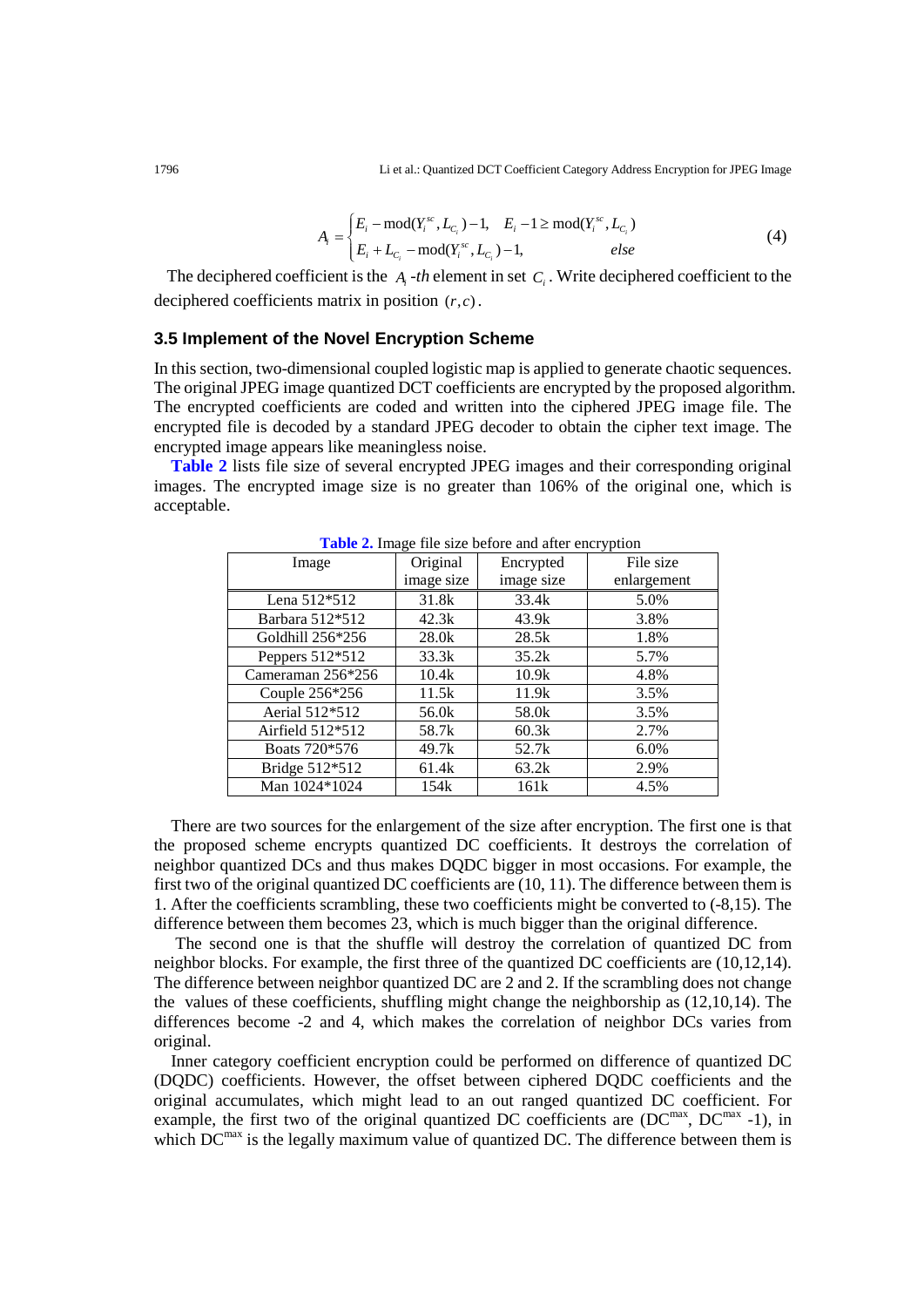$$A_i = \begin{cases} E_i - \mathrm{mod}(Y_i^{sc}, L_{C_i}) - 1, & E_i - 1 \geq \mathrm{mod}(Y_i^{sc}, L_{C_i}) \\ E_i + L_{C_i} - \mathrm{mod}(Y_i^{sc}, L_{C_i}) - 1, & else \end{cases} \tag{4}$$

The deciphered coefficient is the $A_i$-*th* element in set $C_i$. Write deciphered coefficient to the deciphered coefficients matrix in position $(r, c)$.

### 3.5 Implement of the Novel Encryption Scheme

In this section, two-dimensional coupled logistic map is applied to generate chaotic sequences. The original JPEG image quantized DCT coefficients are encrypted by the proposed algorithm. The encrypted coefficients are coded and written into the ciphered JPEG image file. The encrypted file is decoded by a standard JPEG decoder to obtain the cipher text image. The encrypted image appears like meaningless noise.

**Table 2** lists file size of several encrypted JPEG images and their corresponding original images. The encrypted image size is no greater than 106% of the original one, which is acceptable.

**Table 2.** Image file size before and after encryption

| Image | Original image size | Encrypted image size | File size enlargement |
|---|---|---|---|
| Lena 512*512 | 31.8k | 33.4k | 5.0% |
| Barbara 512*512 | 42.3k | 43.9k | 3.8% |
| Goldhill 256*256 | 28.0k | 28.5k | 1.8% |
| Peppers 512*512 | 33.3k | 35.2k | 5.7% |
| Cameraman 256*256 | 10.4k | 10.9k | 4.8% |
| Couple 256*256 | 11.5k | 11.9k | 3.5% |
| Aerial 512*512 | 56.0k | 58.0k | 3.5% |
| Airfield 512*512 | 58.7k | 60.3k | 2.7% |
| Boats 720*576 | 49.7k | 52.7k | 6.0% |
| Bridge 512*512 | 61.4k | 63.2k | 2.9% |
| Man 1024*1024 | 154k | 161k | 4.5% |

There are two sources for the enlargement of the size after encryption. The first one is that the proposed scheme encrypts quantized DC coefficients. It destroys the correlation of neighbor quantized DCs and thus makes DQDC bigger in most occasions. For example, the first two of the original quantized DC coefficients are (10, 11). The difference between them is 1. After the coefficients scrambling, these two coefficients might be converted to (-8,15). The difference between them becomes 23, which is much bigger than the original difference.

The second one is that the shuffle will destroy the correlation of quantized DC from neighbor blocks. For example, the first three of the quantized DC coefficients are (10,12,14). The difference between neighbor quantized DC are 2 and 2. If the scrambling does not change the values of these coefficients, shuffling might change the neighborship as (12,10,14). The differences become -2 and 4, which makes the correlation of neighbor DCs varies from original.

Inner category coefficient encryption could be performed on difference of quantized DC (DQDC) coefficients. However, the offset between ciphered DQDC coefficients and the original accumulates, which might lead to an out ranged quantized DC coefficient. For example, the first two of the original quantized DC coefficients are ($DC^{max}$, $DC^{max}$ -1), in which $DC^{max}$ is the legally maximum value of quantized DC. The difference between them is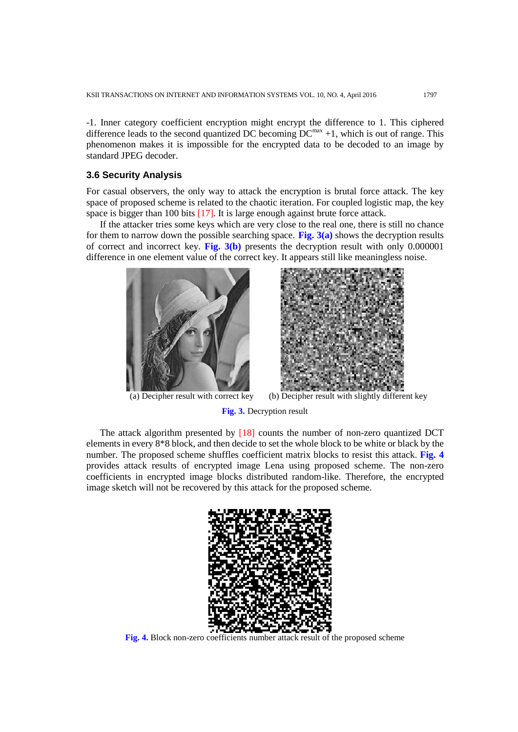-1. Inner category coefficient encryption might encrypt the difference to 1. This ciphered difference leads to the second quantized DC becoming $DC^{max}$ +1, which is out of range. This phenomenon makes it impossible for the encrypted data to be decoded to an image by standard JPEG decoder.

### 3.6 Security Analysis

For casual observers, the only way to attack the encryption is brutal force attack. The key space of proposed scheme is related to the chaotic iteration. For coupled logistic map, the key space is bigger than 100 bits [17]. It is large enough against brute force attack.

If the attacker tries some keys which are very close to the real one, there is still no chance for them to narrow down the possible searching space. **Fig. 3(a)** shows the decryption results of correct and incorrect key. **Fig. 3(b)** presents the decryption result with only 0.000001 difference in one element value of the correct key. It appears still like meaningless noise.

(a) Decipher result with correct key (b) Decipher result with slightly different key

**Fig. 3.** Decryption result

The attack algorithm presented by [18] counts the number of non-zero quantized DCT elements in every 8*8 block, and then decide to set the whole block to be white or black by the number. The proposed scheme shuffles coefficient matrix blocks to resist this attack. **Fig. 4** provides attack results of encrypted image Lena using proposed scheme. The non-zero coefficients in encrypted image blocks distributed random-like. Therefore, the encrypted image sketch will not be recovered by this attack for the proposed scheme.

**Fig. 4.** Block non-zero coefficients number attack result of the proposed scheme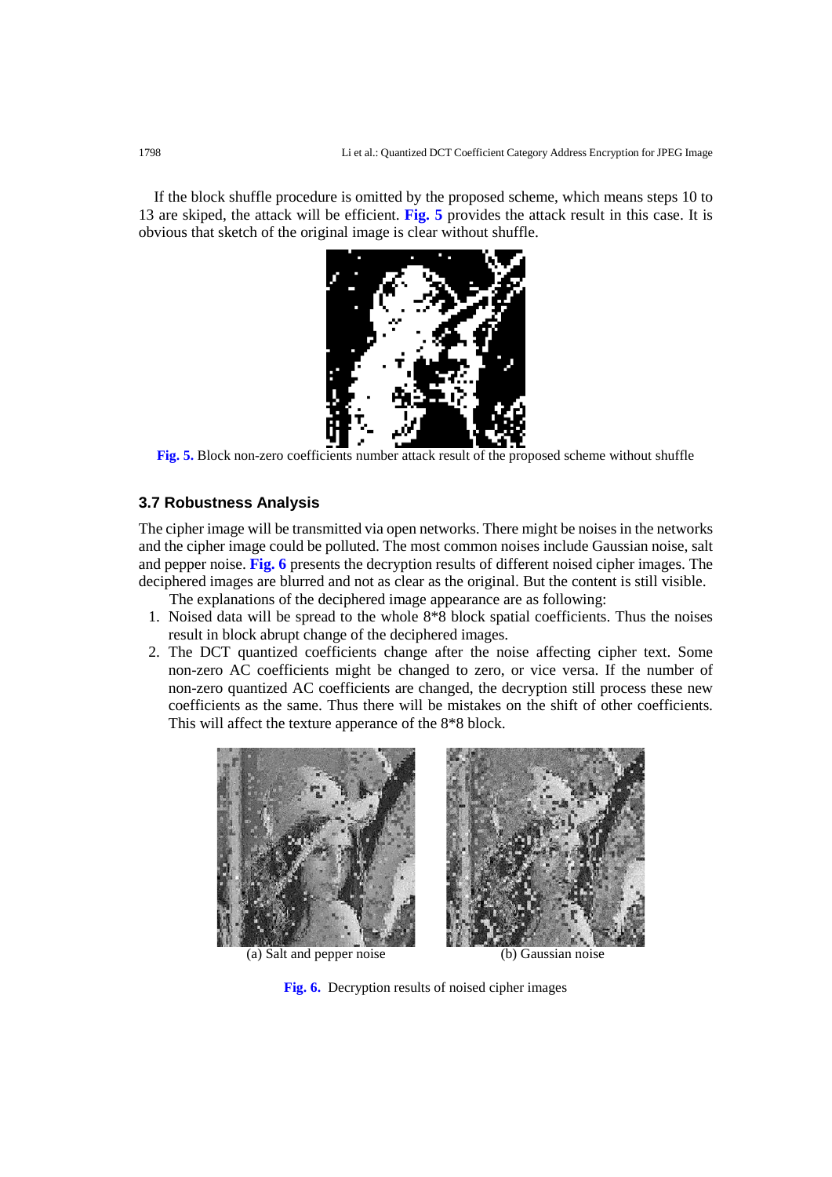If the block shuffle procedure is omitted by the proposed scheme, which means steps 10 to 13 are skiped, the attack will be efficient. **Fig. 5** provides the attack result in this case. It is obvious that sketch of the original image is clear without shuffle.

**Fig. 5.** Block non-zero coefficients number attack result of the proposed scheme without shuffle

### 3.7 Robustness Analysis

The cipher image will be transmitted via open networks. There might be noises in the networks and the cipher image could be polluted. The most common noises include Gaussian noise, salt and pepper noise. **Fig. 6** presents the decryption results of different noised cipher images. The deciphered images are blurred and not as clear as the original. But the content is still visible.

The explanations of the deciphered image appearance are as following:

1. Noised data will be spread to the whole 8*8 block spatial coefficients. Thus the noises result in block abrupt change of the deciphered images.
2. The DCT quantized coefficients change after the noise affecting cipher text. Some non-zero AC coefficients might be changed to zero, or vice versa. If the number of non-zero quantized AC coefficients are changed, the decryption still process these new coefficients as the same. Thus there will be mistakes on the shift of other coefficients. This will affect the texture apperance of the 8*8 block.

(a) Salt and pepper noise (b) Gaussian noise

**Fig. 6.** Decryption results of noised cipher images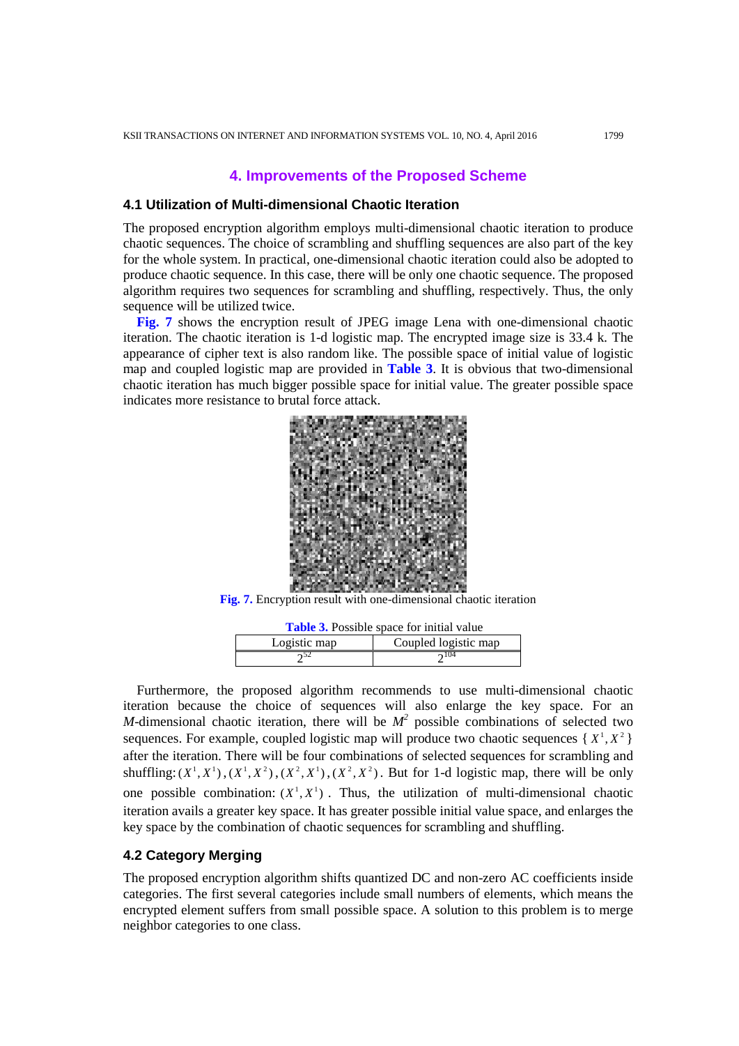## 4. Improvements of the Proposed Scheme

### 4.1 Utilization of Multi-dimensional Chaotic Iteration

The proposed encryption algorithm employs multi-dimensional chaotic iteration to produce chaotic sequences. The choice of scrambling and shuffling sequences are also part of the key for the whole system. In practical, one-dimensional chaotic iteration could also be adopted to produce chaotic sequence. In this case, there will be only one chaotic sequence. The proposed algorithm requires two sequences for scrambling and shuffling, respectively. Thus, the only sequence will be utilized twice.

**Fig. 7** shows the encryption result of JPEG image Lena with one-dimensional chaotic iteration. The chaotic iteration is 1-d logistic map. The encrypted image size is 33.4 k. The appearance of cipher text is also random like. The possible space of initial value of logistic map and coupled logistic map are provided in **Table 3**. It is obvious that two-dimensional chaotic iteration has much bigger possible space for initial value. The greater possible space indicates more resistance to brutal force attack.

**Fig. 7.** Encryption result with one-dimensional chaotic iteration

**Table 3.** Possible space for initial value

| Logistic map | Coupled logistic map |
|---|---|
| $2^{52}$ | $2^{104}$ |

Furthermore, the proposed algorithm recommends to use multi-dimensional chaotic iteration because the choice of sequences will also enlarge the key space. For an $M$-dimensional chaotic iteration, there will be $M^2$ possible combinations of selected two sequences. For example, coupled logistic map will produce two chaotic sequences $\{X^1, X^2\}$ after the iteration. There will be four combinations of selected sequences for scrambling and shuffling: $(X^1, X^1)$, $(X^1, X^2)$, $(X^2, X^1)$, $(X^2, X^2)$. But for 1-d logistic map, there will be only one possible combination: $(X^1, X^1)$. Thus, the utilization of multi-dimensional chaotic iteration avails a greater key space. It has greater possible initial value space, and enlarges the key space by the combination of chaotic sequences for scrambling and shuffling.

### 4.2 Category Merging

The proposed encryption algorithm shifts quantized DC and non-zero AC coefficients inside categories. The first several categories include small numbers of elements, which means the encrypted element suffers from small possible space. A solution to this problem is to merge neighbor categories to one class.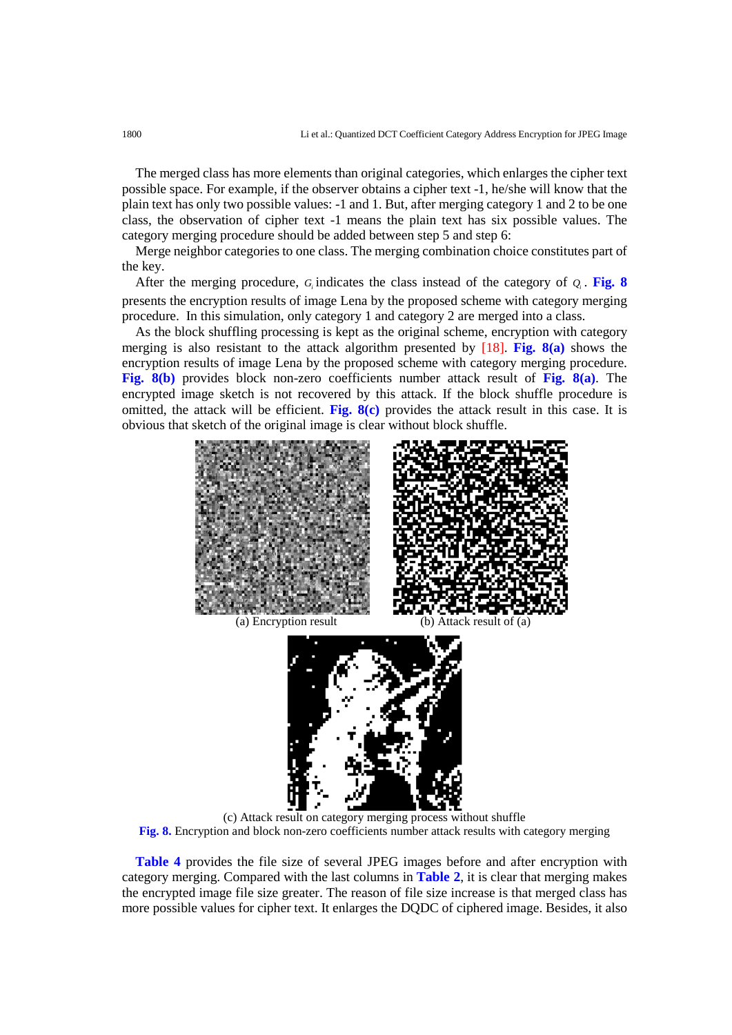The merged class has more elements than original categories, which enlarges the cipher text possible space. For example, if the observer obtains a cipher text -1, he/she will know that the plain text has only two possible values: -1 and 1. But, after merging category 1 and 2 to be one class, the observation of cipher text -1 means the plain text has six possible values. The category merging procedure should be added between step 5 and step 6:

Merge neighbor categories to one class. The merging combination choice constitutes part of the key.

After the merging procedure, $G_i$ indicates the class instead of the category of $Q_i$. **Fig. 8** presents the encryption results of image Lena by the proposed scheme with category merging procedure. In this simulation, only category 1 and category 2 are merged into a class.

As the block shuffling processing is kept as the original scheme, encryption with category merging is also resistant to the attack algorithm presented by [18]. **Fig. 8(a)** shows the encryption results of image Lena by the proposed scheme with category merging procedure. **Fig. 8(b)** provides block non-zero coefficients number attack result of **Fig. 8(a)**. The encrypted image sketch is not recovered by this attack. If the block shuffle procedure is omitted, the attack will be efficient. **Fig. 8(c)** provides the attack result in this case. It is obvious that sketch of the original image is clear without block shuffle.

(a) Encryption result

(b) Attack result of (a)

(c) Attack result on category merging process without shuffle

**Fig. 8.** Encryption and block non-zero coefficients number attack results with category merging

**Table 4** provides the file size of several JPEG images before and after encryption with category merging. Compared with the last columns in **Table 2**, it is clear that merging makes the encrypted image file size greater. The reason of file size increase is that merged class has more possible values for cipher text. It enlarges the DQDC of ciphered image. Besides, it also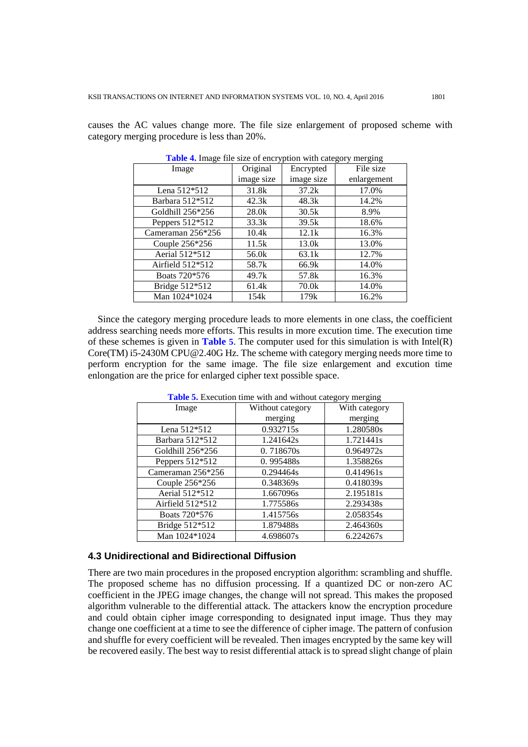causes the AC values change more. The file size enlargement of proposed scheme with category merging procedure is less than 20%.

**Table 4.** Image file size of encryption with category merging

| Image | Original image size | Encrypted image size | File size enlargement |
|---|---|---|---|
| Lena 512*512 | 31.8k | 37.2k | 17.0% |
| Barbara 512*512 | 42.3k | 48.3k | 14.2% |
| Goldhill 256*256 | 28.0k | 30.5k | 8.9% |
| Peppers 512*512 | 33.3k | 39.5k | 18.6% |
| Cameraman 256*256 | 10.4k | 12.1k | 16.3% |
| Couple 256*256 | 11.5k | 13.0k | 13.0% |
| Aerial 512*512 | 56.0k | 63.1k | 12.7% |
| Airfield 512*512 | 58.7k | 66.9k | 14.0% |
| Boats 720*576 | 49.7k | 57.8k | 16.3% |
| Bridge 512*512 | 61.4k | 70.0k | 14.0% |
| Man 1024*1024 | 154k | 179k | 16.2% |

Since the category merging procedure leads to more elements in one class, the coefficient address searching needs more efforts. This results in more excution time. The execution time of these schemes is given in **Table 5**. The computer used for this simulation is with Intel(R) Core(TM) i5-2430M CPU@2.40G Hz. The scheme with category merging needs more time to perform encryption for the same image. The file size enlargement and excution time enlongation are the price for enlarged cipher text possible space.

**Table 5.** Execution time with and without category merging

| Image | Without category merging | With category merging |
|---|---|---|
| Lena 512*512 | 0.932715s | 1.280580s |
| Barbara 512*512 | 1.241642s | 1.721441s |
| Goldhill 256*256 | 0. 718670s | 0.964972s |
| Peppers 512*512 | 0. 995488s | 1.358826s |
| Cameraman 256*256 | 0.294464s | 0.414961s |
| Couple 256*256 | 0.348369s | 0.418039s |
| Aerial 512*512 | 1.667096s | 2.195181s |
| Airfield 512*512 | 1.775586s | 2.293438s |
| Boats 720*576 | 1.415756s | 2.058354s |
| Bridge 512*512 | 1.879488s | 2.464360s |
| Man 1024*1024 | 4.698607s | 6.224267s |

### 4.3 Unidirectional and Bidirectional Diffusion

There are two main procedures in the proposed encryption algorithm: scrambling and shuffle. The proposed scheme has no diffusion processing. If a quantized DC or non-zero AC coefficient in the JPEG image changes, the change will not spread. This makes the proposed algorithm vulnerable to the differential attack. The attackers know the encryption procedure and could obtain cipher image corresponding to designated input image. Thus they may change one coefficient at a time to see the difference of cipher image. The pattern of confusion and shuffle for every coefficient will be revealed. Then images encrypted by the same key will be recovered easily. The best way to resist differential attack is to spread slight change of plain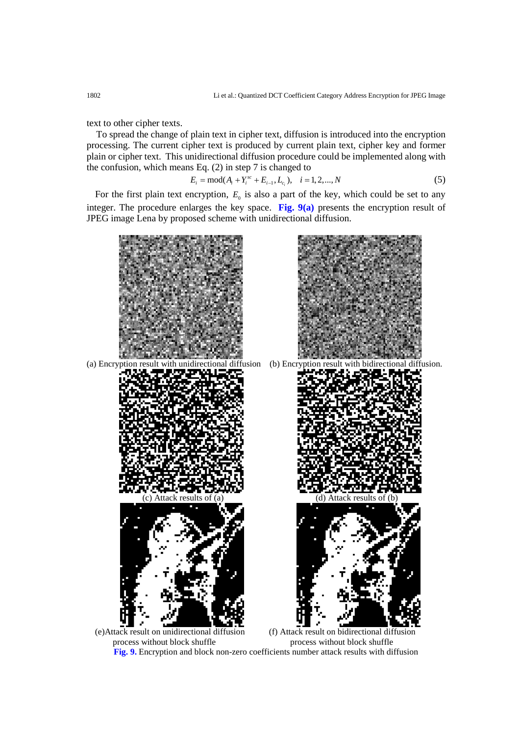text to other cipher texts.

To spread the change of plain text in cipher text, diffusion is introduced into the encryption processing. The current cipher text is produced by current plain text, cipher key and former plain or cipher text. This unidirectional diffusion procedure could be implemented along with the confusion, which means Eq. (2) in step 7 is changed to

$$E_i = \mathrm{mod}(A_i + Y_i^{sc} + E_{i-1}, L_{c_i}), \quad i = 1, 2, ..., N \tag{5}$$

For the first plain text encryption, $E_0$ is also a part of the key, which could be set to any integer. The procedure enlarges the key space. **Fig. 9(a)** presents the encryption result of JPEG image Lena by proposed scheme with unidirectional diffusion.

(a) Encryption result with unidirectional diffusion

(b) Encryption result with bidirectional diffusion.

(c) Attack results of (a)

(d) Attack results of (b)

(e)Attack result on unidirectional diffusion process without block shuffle

(f) Attack result on bidirectional diffusion process without block shuffle

**Fig. 9.** Encryption and block non-zero coefficients number attack results with diffusion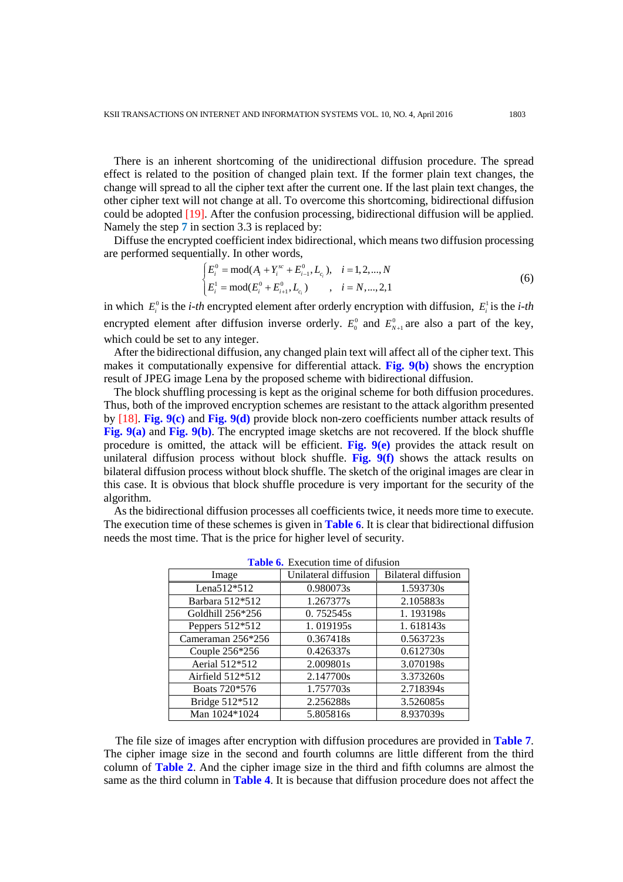There is an inherent shortcoming of the unidirectional diffusion procedure. The spread effect is related to the position of changed plain text. If the former plain text changes, the change will spread to all the cipher text after the current one. If the last plain text changes, the other cipher text will not change at all. To overcome this shortcoming, bidirectional diffusion could be adopted [19]. After the confusion processing, bidirectional diffusion will be applied. Namely the step 7 in section 3.3 is replaced by:

Diffuse the encrypted coefficient index bidirectional, which means two diffusion processing are performed sequentially. In other words,

$$\begin{cases} E_i^0 = \mathrm{mod}(A_i + Y_i^{sc} + E_{i-1}^0, L_{c_i}), & i = 1,2,...,N \\ E_i^1 = \mathrm{mod}(E_i^0 + E_{i+1}^0, L_{c_i}) & , \quad i = N,...,2,1 \end{cases} \tag{6}$$

in which $E_i^0$ is the *i-th* encrypted element after orderly encryption with diffusion, $E_i^1$ is the *i-th* encrypted element after diffusion inverse orderly. $E_0^0$ and $E_{N+1}^0$ are also a part of the key, which could be set to any integer.

After the bidirectional diffusion, any changed plain text will affect all of the cipher text. This makes it computationally expensive for differential attack. **Fig. 9(b)** shows the encryption result of JPEG image Lena by the proposed scheme with bidirectional diffusion.

The block shuffling processing is kept as the original scheme for both diffusion procedures. Thus, both of the improved encryption schemes are resistant to the attack algorithm presented by [18]. **Fig. 9(c)** and **Fig. 9(d)** provide block non-zero coefficients number attack results of **Fig. 9(a)** and **Fig. 9(b)**. The encrypted image sketchs are not recovered. If the block shuffle procedure is omitted, the attack will be efficient. **Fig. 9(e)** provides the attack result on unilateral diffusion process without block shuffle. **Fig. 9(f)** shows the attack results on bilateral diffusion process without block shuffle. The sketch of the original images are clear in this case. It is obvious that block shuffle procedure is very important for the security of the algorithm.

As the bidirectional diffusion processes all coefficients twice, it needs more time to execute. The execution time of these schemes is given in **Table 6**. It is clear that bidirectional diffusion needs the most time. That is the price for higher level of security.

**Table 6.** Execution time of difusion

| Image | Unilateral diffusion | Bilateral diffusion |
|---|---|---|
| Lena512*512 | 0.980073s | 1.593730s |
| Barbara 512*512 | 1.267377s | 2.105883s |
| Goldhill 256*256 | 0. 752545s | 1. 193198s |
| Peppers 512*512 | 1. 019195s | 1. 618143s |
| Cameraman 256*256 | 0.367418s | 0.563723s |
| Couple 256*256 | 0.426337s | 0.612730s |
| Aerial 512*512 | 2.009801s | 3.070198s |
| Airfield 512*512 | 2.147700s | 3.373260s |
| Boats 720*576 | 1.757703s | 2.718394s |
| Bridge 512*512 | 2.256288s | 3.526085s |
| Man 1024*1024 | 5.805816s | 8.937039s |

The file size of images after encryption with diffusion procedures are provided in **Table 7**. The cipher image size in the second and fourth columns are little different from the third column of **Table 2**. And the cipher image size in the third and fifth columns are almost the same as the third column in **Table 4**. It is because that diffusion procedure does not affect the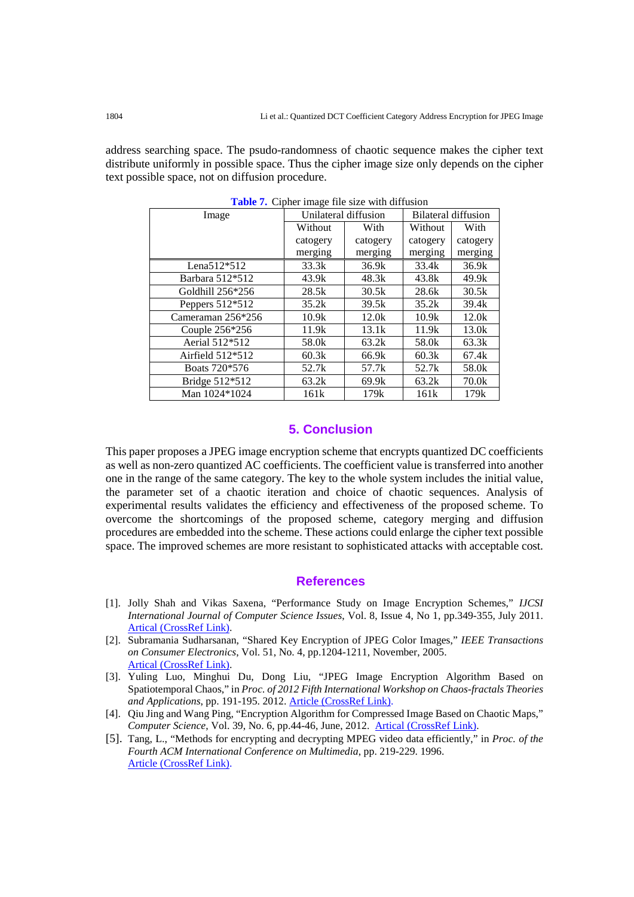address searching space. The psudo-randomness of chaotic sequence makes the cipher text distribute uniformly in possible space. Thus the cipher image size only depends on the cipher text possible space, not on diffusion procedure.

**Table 7.** Cipher image file size with diffusion

| Image | Unilateral diffusion | | Bilateral diffusion | |
|---|---|---|---|---|
| | Without catogery merging | With catogery merging | Without catogery merging | With catogery merging |
| Lena512*512 | 33.3k | 36.9k | 33.4k | 36.9k |
| Barbara 512*512 | 43.9k | 48.3k | 43.8k | 49.9k |
| Goldhill 256*256 | 28.5k | 30.5k | 28.6k | 30.5k |
| Peppers 512*512 | 35.2k | 39.5k | 35.2k | 39.4k |
| Cameraman 256*256 | 10.9k | 12.0k | 10.9k | 12.0k |
| Couple 256*256 | 11.9k | 13.1k | 11.9k | 13.0k |
| Aerial 512*512 | 58.0k | 63.2k | 58.0k | 63.3k |
| Airfield 512*512 | 60.3k | 66.9k | 60.3k | 67.4k |
| Boats 720*576 | 52.7k | 57.7k | 52.7k | 58.0k |
| Bridge 512*512 | 63.2k | 69.9k | 63.2k | 70.0k |
| Man 1024*1024 | 161k | 179k | 161k | 179k |

## 5. Conclusion

This paper proposes a JPEG image encryption scheme that encrypts quantized DC coefficients as well as non-zero quantized AC coefficients. The coefficient value is transferred into another one in the range of the same category. The key to the whole system includes the initial value, the parameter set of a chaotic iteration and choice of chaotic sequences. Analysis of experimental results validates the efficiency and effectiveness of the proposed scheme. To overcome the shortcomings of the proposed scheme, category merging and diffusion procedures are embedded into the scheme. These actions could enlarge the cipher text possible space. The improved schemes are more resistant to sophisticated attacks with acceptable cost.

## References

[1]. Jolly Shah and Vikas Saxena, "Performance Study on Image Encryption Schemes," *IJCSI International Journal of Computer Science Issues*, Vol. 8, Issue 4, No 1, pp.349-355, July 2011. Artical (CrossRef Link).

[2]. Subramania Sudharsanan, "Shared Key Encryption of JPEG Color Images," *IEEE Transactions on Consumer Electronics*, Vol. 51, No. 4, pp.1204-1211, November, 2005. Artical (CrossRef Link).

[3]. Yuling Luo, Minghui Du, Dong Liu, "JPEG Image Encryption Algorithm Based on Spatiotemporal Chaos," in *Proc. of 2012 Fifth International Workshop on Chaos-fractals Theories and Applications*, pp. 191-195. 2012. Article (CrossRef Link).

[4]. Qiu Jing and Wang Ping, "Encryption Algorithm for Compressed Image Based on Chaotic Maps," *Computer Science*, Vol. 39, No. 6, pp.44-46, June, 2012. Artical (CrossRef Link).

[5]. Tang, L., "Methods for encrypting and decrypting MPEG video data efficiently," in *Proc. of the Fourth ACM International Conference on Multimedia*, pp. 219-229. 1996. Article (CrossRef Link).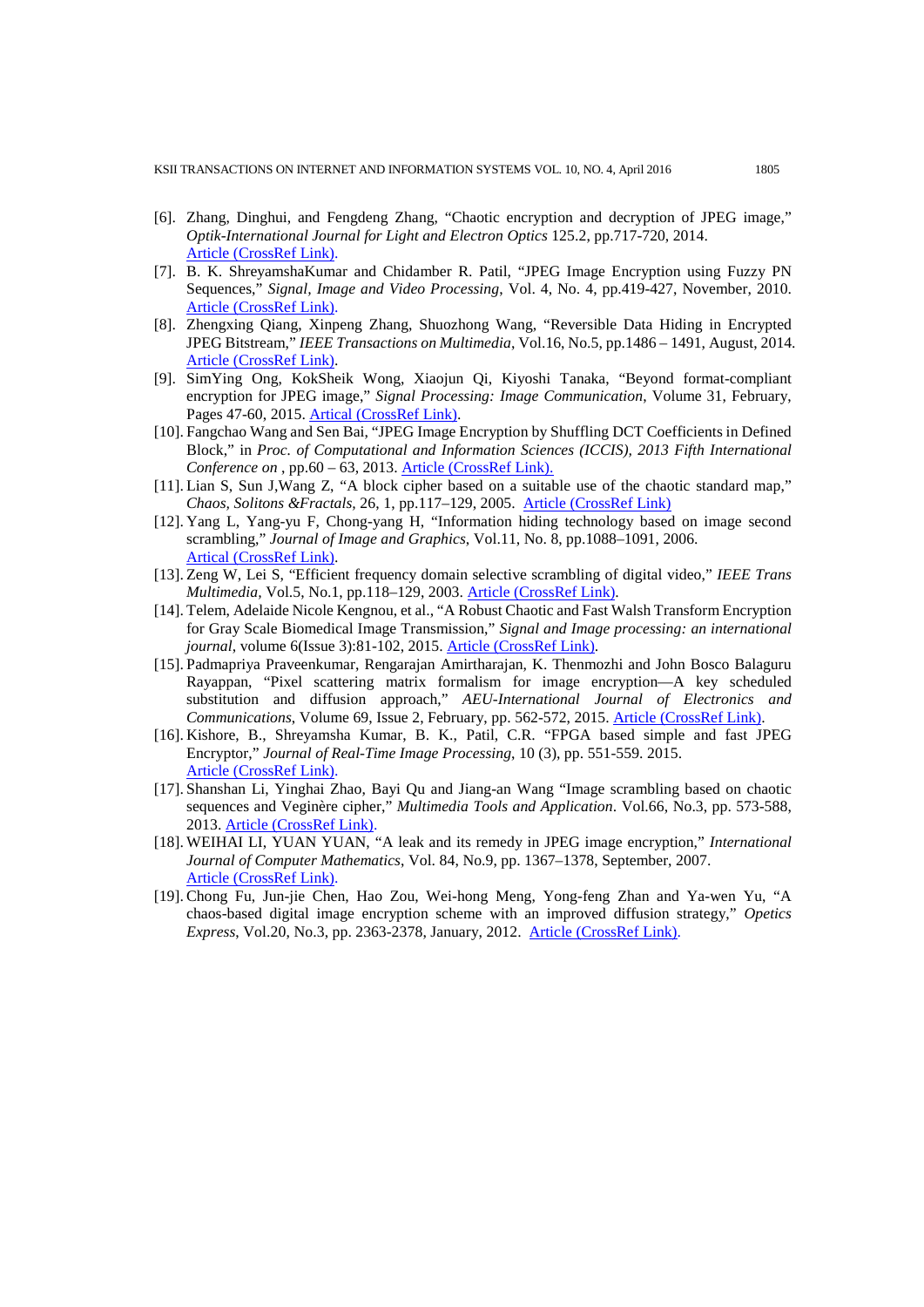[6]. Zhang, Dinghui, and Fengdeng Zhang, "Chaotic encryption and decryption of JPEG image," *Optik-International Journal for Light and Electron Optics* 125.2, pp.717-720, 2014. Article (CrossRef Link).

[7]. B. K. ShreyamshaKumar and Chidamber R. Patil, "JPEG Image Encryption using Fuzzy PN Sequences," *Signal, Image and Video Processing*, Vol. 4, No. 4, pp.419-427, November, 2010. Article (CrossRef Link).

[8]. Zhengxing Qiang, Xinpeng Zhang, Shuozhong Wang, "Reversible Data Hiding in Encrypted JPEG Bitstream," *IEEE Transactions on Multimedia*, Vol.16, No.5, pp.1486 – 1491, August, 2014. Article (CrossRef Link).

[9]. SimYing Ong, KokSheik Wong, Xiaojun Qi, Kiyoshi Tanaka, "Beyond format-compliant encryption for JPEG image," *Signal Processing: Image Communication*, Volume 31, February, Pages 47-60, 2015. Artical (CrossRef Link).

[10]. Fangchao Wang and Sen Bai, "JPEG Image Encryption by Shuffling DCT Coefficients in Defined Block," in *Proc. of Computational and Information Sciences (ICCIS), 2013 Fifth International Conference on* , pp.60 – 63, 2013. Article (CrossRef Link).

[11]. Lian S, Sun J,Wang Z, "A block cipher based on a suitable use of the chaotic standard map," *Chaos, Solitons &Fractals*, 26, 1, pp.117–129, 2005. Article (CrossRef Link)

[12]. Yang L, Yang-yu F, Chong-yang H, "Information hiding technology based on image second scrambling," *Journal of Image and Graphics*, Vol.11, No. 8, pp.1088–1091, 2006. Artical (CrossRef Link).

[13]. Zeng W, Lei S, "Efficient frequency domain selective scrambling of digital video," *IEEE Trans Multimedia*, Vol.5, No.1, pp.118–129, 2003. Article (CrossRef Link).

[14]. Telem, Adelaide Nicole Kengnou, et al., "A Robust Chaotic and Fast Walsh Transform Encryption for Gray Scale Biomedical Image Transmission," *Signal and Image processing: an international journal*, volume 6(Issue 3):81-102, 2015. Article (CrossRef Link).

[15]. Padmapriya Praveenkumar, Rengarajan Amirtharajan, K. Thenmozhi and John Bosco Balaguru Rayappan, "Pixel scattering matrix formalism for image encryption—A key scheduled substitution and diffusion approach," *AEU-International Journal of Electronics and Communications*, Volume 69, Issue 2, February, pp. 562-572, 2015. Article (CrossRef Link).

[16]. Kishore, B., Shreyamsha Kumar, B. K., Patil, C.R. "FPGA based simple and fast JPEG Encryptor," *Journal of Real-Time Image Processing*, 10 (3), pp. 551-559. 2015. Article (CrossRef Link).

[17]. Shanshan Li, Yinghai Zhao, Bayi Qu and Jiang-an Wang "Image scrambling based on chaotic sequences and Veginère cipher," *Multimedia Tools and Application*. Vol.66, No.3, pp. 573-588, 2013. Article (CrossRef Link).

[18]. WEIHAI LI, YUAN YUAN, "A leak and its remedy in JPEG image encryption," *International Journal of Computer Mathematics*, Vol. 84, No.9, pp. 1367–1378, September, 2007. Article (CrossRef Link).

[19]. Chong Fu, Jun-jie Chen, Hao Zou, Wei-hong Meng, Yong-feng Zhan and Ya-wen Yu, "A chaos-based digital image encryption scheme with an improved diffusion strategy," *Opetics Express*, Vol.20, No.3, pp. 2363-2378, January, 2012. Article (CrossRef Link).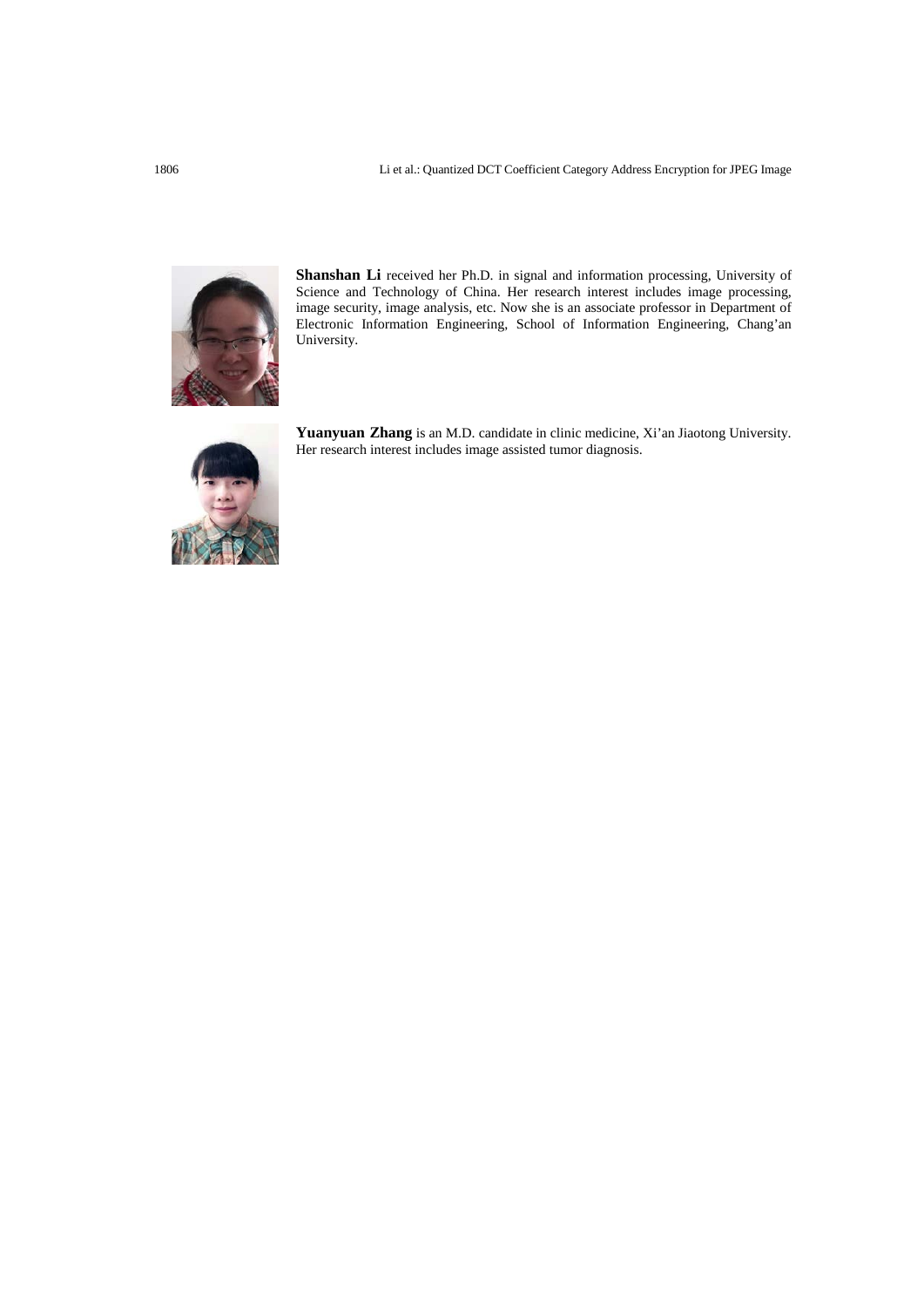**Shanshan Li** received her Ph.D. in signal and information processing, University of Science and Technology of China. Her research interest includes image processing, image security, image analysis, etc. Now she is an associate professor in Department of Electronic Information Engineering, School of Information Engineering, Chang'an University.

**Yuanyuan Zhang** is an M.D. candidate in clinic medicine, Xi'an Jiaotong University. Her research interest includes image assisted tumor diagnosis.